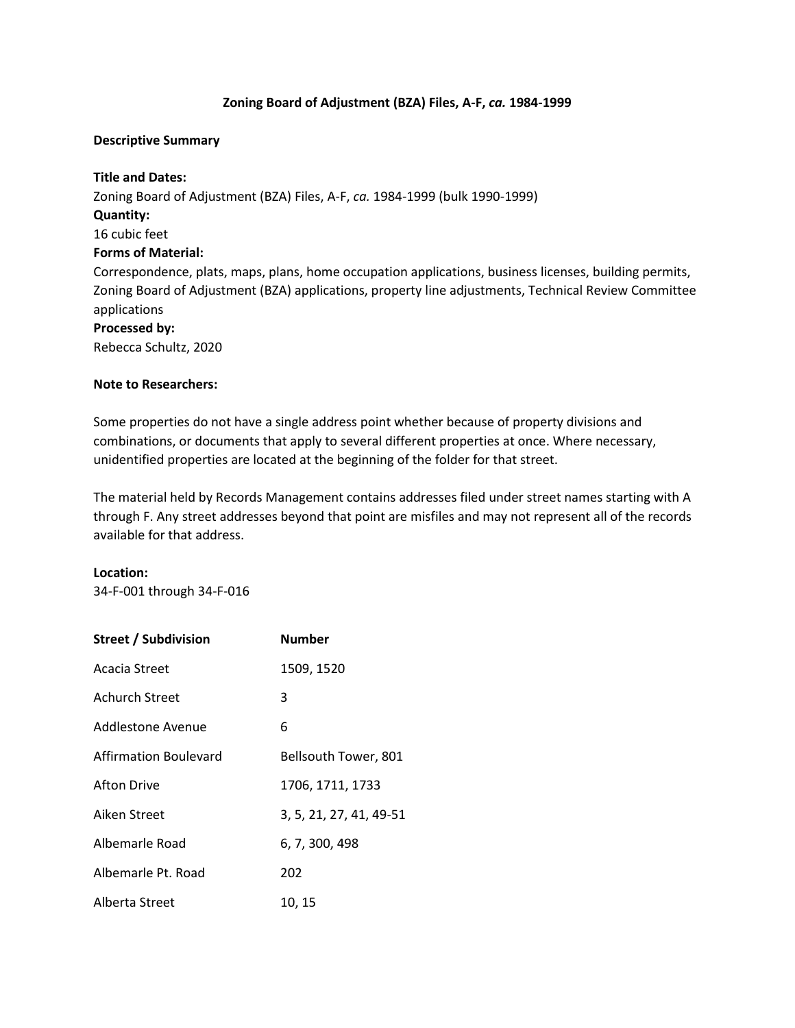# Zoning Board of Adjustment (BZA) Files, A-F, *ca.* 1984-1999

**Descriptive Summary**

**Title and Dates:**
Zoning Board of Adjustment (BZA) Files, A-F, *ca.* 1984-1999 (bulk 1990-1999)

**Quantity:**
16 cubic feet

**Forms of Material:**
Correspondence, plats, maps, plans, home occupation applications, business licenses, building permits, Zoning Board of Adjustment (BZA) applications, property line adjustments, Technical Review Committee applications

**Processed by:**
Rebecca Schultz, 2020

**Note to Researchers:**

Some properties do not have a single address point whether because of property divisions and combinations, or documents that apply to several different properties at once. Where necessary, unidentified properties are located at the beginning of the folder for that street.

The material held by Records Management contains addresses filed under street names starting with A through F. Any street addresses beyond that point are misfiles and may not represent all of the records available for that address.

**Location:**
34-F-001 through 34-F-016

| Street / Subdivision | Number |
|---|---|
| Acacia Street | 1509, 1520 |
| Achurch Street | 3 |
| Addlestone Avenue | 6 |
| Affirmation Boulevard | Bellsouth Tower, 801 |
| Afton Drive | 1706, 1711, 1733 |
| Aiken Street | 3, 5, 21, 27, 41, 49-51 |
| Albemarle Road | 6, 7, 300, 498 |
| Albemarle Pt. Road | 202 |
| Alberta Street | 10, 15 |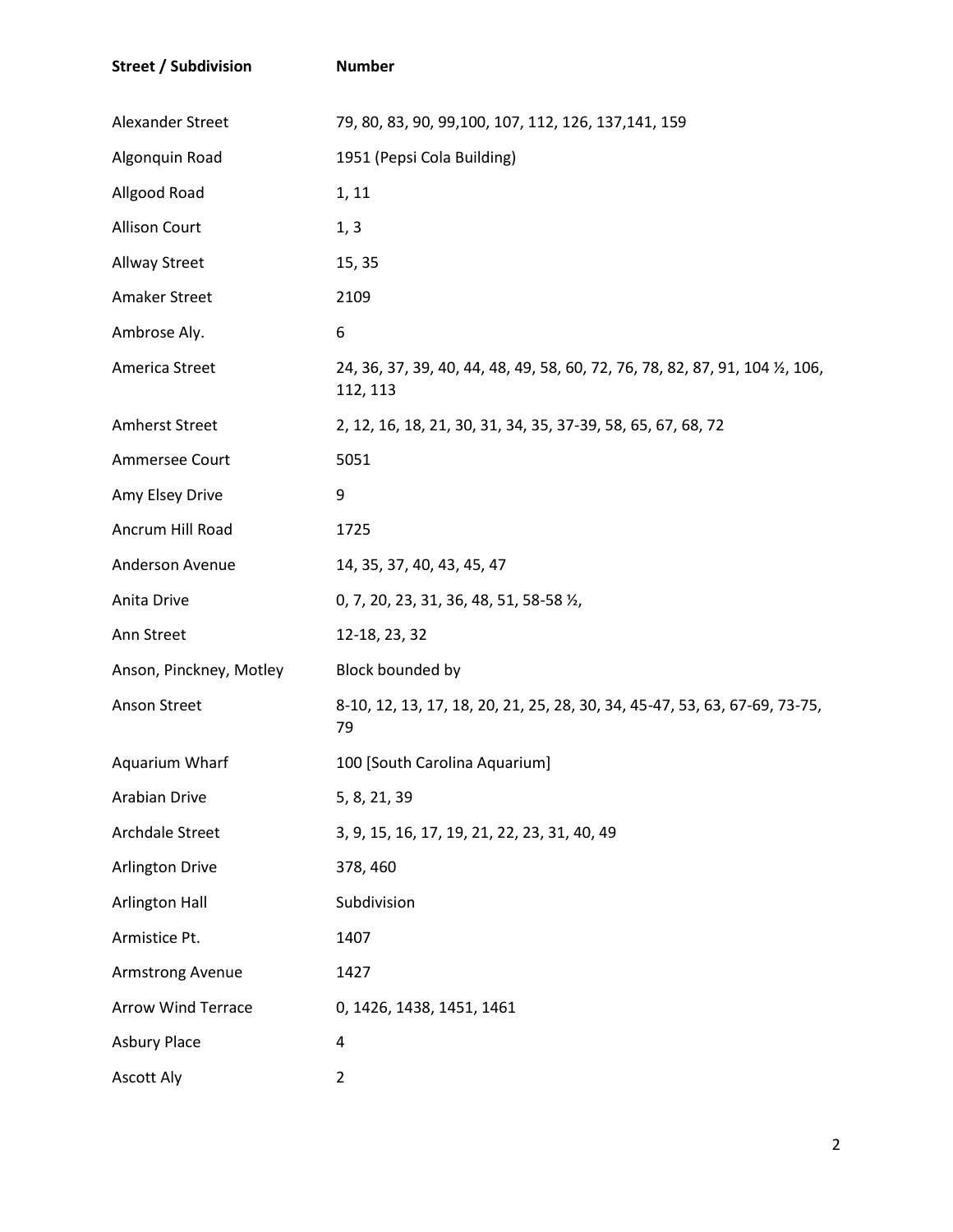| Street / Subdivision | Number |
| --- | --- |
| Alexander Street | 79, 80, 83, 90, 99,100, 107, 112, 126, 137,141, 159 |
| Algonquin Road | 1951 (Pepsi Cola Building) |
| Allgood Road | 1, 11 |
| Allison Court | 1, 3 |
| Allway Street | 15, 35 |
| Amaker Street | 2109 |
| Ambrose Aly. | 6 |
| America Street | 24, 36, 37, 39, 40, 44, 48, 49, 58, 60, 72, 76, 78, 82, 87, 91, 104 ½, 106, 112, 113 |
| Amherst Street | 2, 12, 16, 18, 21, 30, 31, 34, 35, 37-39, 58, 65, 67, 68, 72 |
| Ammersee Court | 5051 |
| Amy Elsey Drive | 9 |
| Ancrum Hill Road | 1725 |
| Anderson Avenue | 14, 35, 37, 40, 43, 45, 47 |
| Anita Drive | 0, 7, 20, 23, 31, 36, 48, 51, 58-58 ½, |
| Ann Street | 12-18, 23, 32 |
| Anson, Pinckney, Motley | Block bounded by |
| Anson Street | 8-10, 12, 13, 17, 18, 20, 21, 25, 28, 30, 34, 45-47, 53, 63, 67-69, 73-75, 79 |
| Aquarium Wharf | 100 [South Carolina Aquarium] |
| Arabian Drive | 5, 8, 21, 39 |
| Archdale Street | 3, 9, 15, 16, 17, 19, 21, 22, 23, 31, 40, 49 |
| Arlington Drive | 378, 460 |
| Arlington Hall | Subdivision |
| Armistice Pt. | 1407 |
| Armstrong Avenue | 1427 |
| Arrow Wind Terrace | 0, 1426, 1438, 1451, 1461 |
| Asbury Place | 4 |
| Ascott Aly | 2 |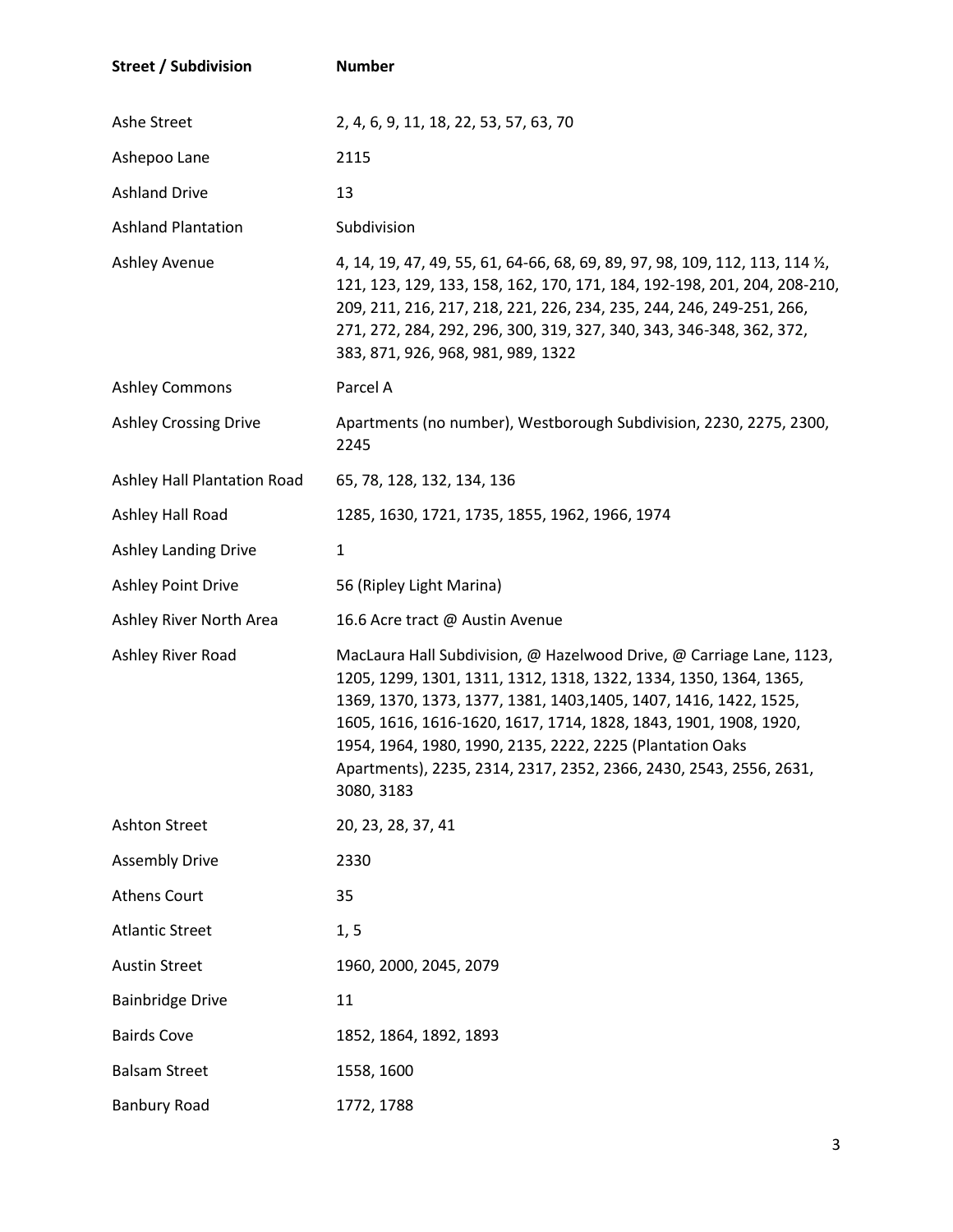| Street / Subdivision | Number |
|---|---|
| Ashe Street | 2, 4, 6, 9, 11, 18, 22, 53, 57, 63, 70 |
| Ashepoo Lane | 2115 |
| Ashland Drive | 13 |
| Ashland Plantation | Subdivision |
| Ashley Avenue | 4, 14, 19, 47, 49, 55, 61, 64-66, 68, 69, 89, 97, 98, 109, 112, 113, 114 ½, 121, 123, 129, 133, 158, 162, 170, 171, 184, 192-198, 201, 204, 208-210, 209, 211, 216, 217, 218, 221, 226, 234, 235, 244, 246, 249-251, 266, 271, 272, 284, 292, 296, 300, 319, 327, 340, 343, 346-348, 362, 372, 383, 871, 926, 968, 981, 989, 1322 |
| Ashley Commons | Parcel A |
| Ashley Crossing Drive | Apartments (no number), Westborough Subdivision, 2230, 2275, 2300, 2245 |
| Ashley Hall Plantation Road | 65, 78, 128, 132, 134, 136 |
| Ashley Hall Road | 1285, 1630, 1721, 1735, 1855, 1962, 1966, 1974 |
| Ashley Landing Drive | 1 |
| Ashley Point Drive | 56 (Ripley Light Marina) |
| Ashley River North Area | 16.6 Acre tract @ Austin Avenue |
| Ashley River Road | MacLaura Hall Subdivision, @ Hazelwood Drive, @ Carriage Lane, 1123, 1205, 1299, 1301, 1311, 1312, 1318, 1322, 1334, 1350, 1364, 1365, 1369, 1370, 1373, 1377, 1381, 1403,1405, 1407, 1416, 1422, 1525, 1605, 1616, 1616-1620, 1617, 1714, 1828, 1843, 1901, 1908, 1920, 1954, 1964, 1980, 1990, 2135, 2222, 2225 (Plantation Oaks Apartments), 2235, 2314, 2317, 2352, 2366, 2430, 2543, 2556, 2631, 3080, 3183 |
| Ashton Street | 20, 23, 28, 37, 41 |
| Assembly Drive | 2330 |
| Athens Court | 35 |
| Atlantic Street | 1, 5 |
| Austin Street | 1960, 2000, 2045, 2079 |
| Bainbridge Drive | 11 |
| Bairds Cove | 1852, 1864, 1892, 1893 |
| Balsam Street | 1558, 1600 |
| Banbury Road | 1772, 1788 |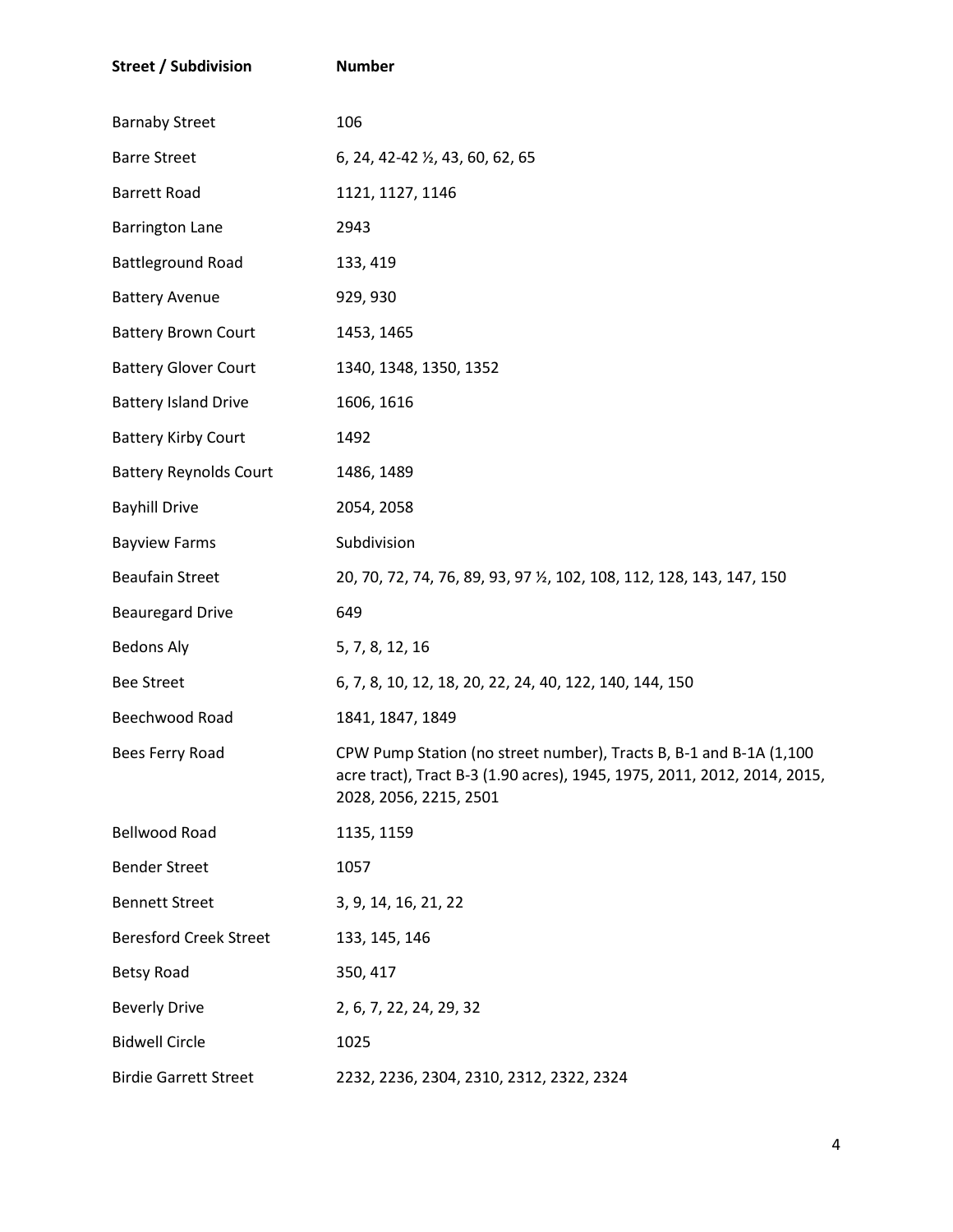| Street / Subdivision | Number |
|---|---|
| Barnaby Street | 106 |
| Barre Street | 6, 24, 42-42 ½, 43, 60, 62, 65 |
| Barrett Road | 1121, 1127, 1146 |
| Barrington Lane | 2943 |
| Battleground Road | 133, 419 |
| Battery Avenue | 929, 930 |
| Battery Brown Court | 1453, 1465 |
| Battery Glover Court | 1340, 1348, 1350, 1352 |
| Battery Island Drive | 1606, 1616 |
| Battery Kirby Court | 1492 |
| Battery Reynolds Court | 1486, 1489 |
| Bayhill Drive | 2054, 2058 |
| Bayview Farms | Subdivision |
| Beaufain Street | 20, 70, 72, 74, 76, 89, 93, 97 ½, 102, 108, 112, 128, 143, 147, 150 |
| Beauregard Drive | 649 |
| Bedons Aly | 5, 7, 8, 12, 16 |
| Bee Street | 6, 7, 8, 10, 12, 18, 20, 22, 24, 40, 122, 140, 144, 150 |
| Beechwood Road | 1841, 1847, 1849 |
| Bees Ferry Road | CPW Pump Station (no street number), Tracts B, B-1 and B-1A (1,100 acre tract), Tract B-3 (1.90 acres), 1945, 1975, 2011, 2012, 2014, 2015, 2028, 2056, 2215, 2501 |
| Bellwood Road | 1135, 1159 |
| Bender Street | 1057 |
| Bennett Street | 3, 9, 14, 16, 21, 22 |
| Beresford Creek Street | 133, 145, 146 |
| Betsy Road | 350, 417 |
| Beverly Drive | 2, 6, 7, 22, 24, 29, 32 |
| Bidwell Circle | 1025 |
| Birdie Garrett Street | 2232, 2236, 2304, 2310, 2312, 2322, 2324 |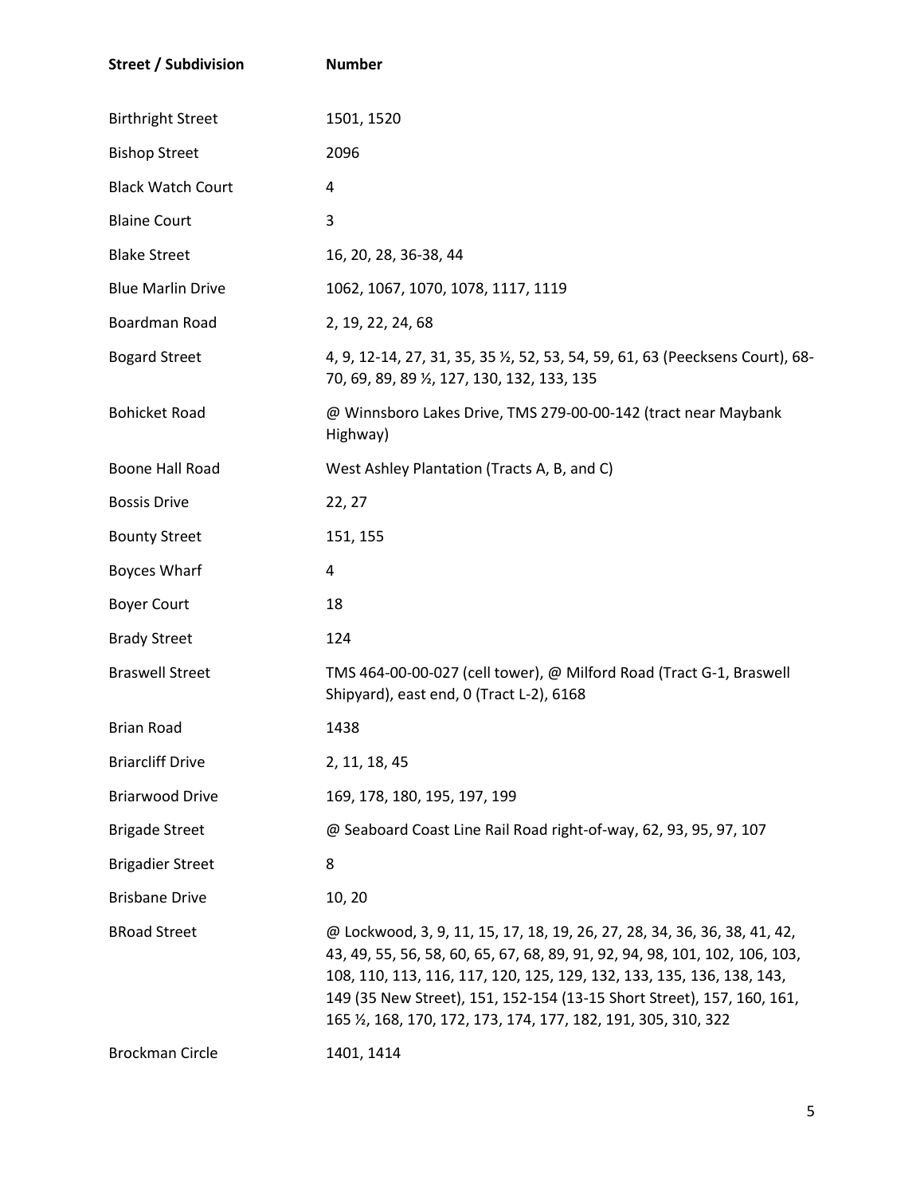| Street / Subdivision | Number |
|---|---|
| Birthright Street | 1501, 1520 |
| Bishop Street | 2096 |
| Black Watch Court | 4 |
| Blaine Court | 3 |
| Blake Street | 16, 20, 28, 36-38, 44 |
| Blue Marlin Drive | 1062, 1067, 1070, 1078, 1117, 1119 |
| Boardman Road | 2, 19, 22, 24, 68 |
| Bogard Street | 4, 9, 12-14, 27, 31, 35, 35 ½, 52, 53, 54, 59, 61, 63 (Peecksens Court), 68-70, 69, 89, 89 ½, 127, 130, 132, 133, 135 |
| Bohicket Road | @ Winnsboro Lakes Drive, TMS 279-00-00-142 (tract near Maybank Highway) |
| Boone Hall Road | West Ashley Plantation (Tracts A, B, and C) |
| Bossis Drive | 22, 27 |
| Bounty Street | 151, 155 |
| Boyces Wharf | 4 |
| Boyer Court | 18 |
| Brady Street | 124 |
| Braswell Street | TMS 464-00-00-027 (cell tower), @ Milford Road (Tract G-1, Braswell Shipyard), east end, 0 (Tract L-2), 6168 |
| Brian Road | 1438 |
| Briarcliff Drive | 2, 11, 18, 45 |
| Briarwood Drive | 169, 178, 180, 195, 197, 199 |
| Brigade Street | @ Seaboard Coast Line Rail Road right-of-way, 62, 93, 95, 97, 107 |
| Brigadier Street | 8 |
| Brisbane Drive | 10, 20 |
| BRoad Street | @ Lockwood, 3, 9, 11, 15, 17, 18, 19, 26, 27, 28, 34, 36, 36, 38, 41, 42, 43, 49, 55, 56, 58, 60, 65, 67, 68, 89, 91, 92, 94, 98, 101, 102, 106, 103, 108, 110, 113, 116, 117, 120, 125, 129, 132, 133, 135, 136, 138, 143, 149 (35 New Street), 151, 152-154 (13-15 Short Street), 157, 160, 161, 165 ½, 168, 170, 172, 173, 174, 177, 182, 191, 305, 310, 322 |
| Brockman Circle | 1401, 1414 |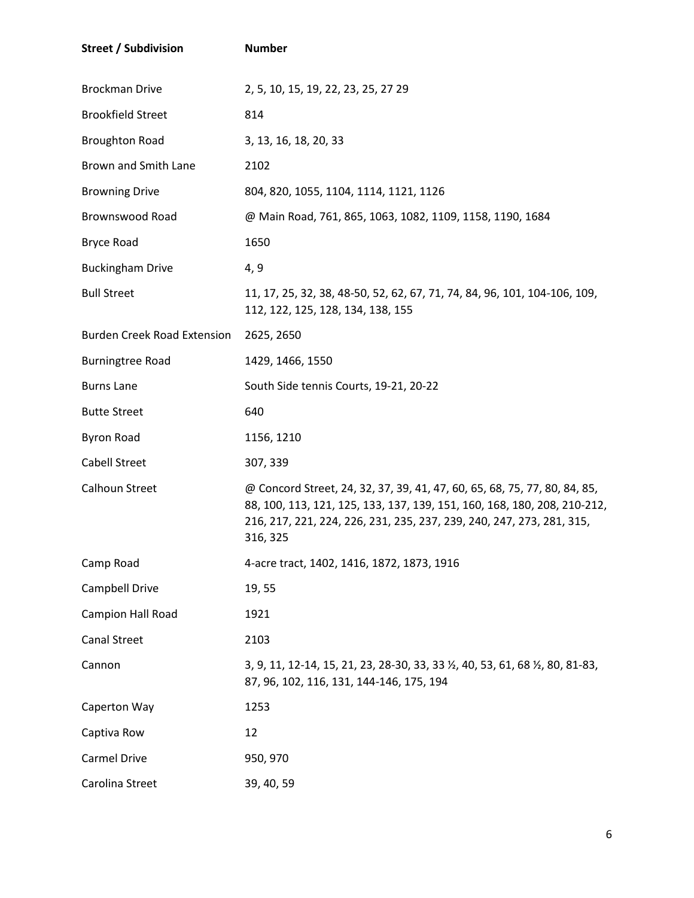| Street / Subdivision | Number |
| --- | --- |
| Brockman Drive | 2, 5, 10, 15, 19, 22, 23, 25, 27 29 |
| Brookfield Street | 814 |
| Broughton Road | 3, 13, 16, 18, 20, 33 |
| Brown and Smith Lane | 2102 |
| Browning Drive | 804, 820, 1055, 1104, 1114, 1121, 1126 |
| Brownswood Road | @ Main Road, 761, 865, 1063, 1082, 1109, 1158, 1190, 1684 |
| Bryce Road | 1650 |
| Buckingham Drive | 4, 9 |
| Bull Street | 11, 17, 25, 32, 38, 48-50, 52, 62, 67, 71, 74, 84, 96, 101, 104-106, 109, 112, 122, 125, 128, 134, 138, 155 |
| Burden Creek Road Extension | 2625, 2650 |
| Burningtree Road | 1429, 1466, 1550 |
| Burns Lane | South Side tennis Courts, 19-21, 20-22 |
| Butte Street | 640 |
| Byron Road | 1156, 1210 |
| Cabell Street | 307, 339 |
| Calhoun Street | @ Concord Street, 24, 32, 37, 39, 41, 47, 60, 65, 68, 75, 77, 80, 84, 85, 88, 100, 113, 121, 125, 133, 137, 139, 151, 160, 168, 180, 208, 210-212, 216, 217, 221, 224, 226, 231, 235, 237, 239, 240, 247, 273, 281, 315, 316, 325 |
| Camp Road | 4-acre tract, 1402, 1416, 1872, 1873, 1916 |
| Campbell Drive | 19, 55 |
| Campion Hall Road | 1921 |
| Canal Street | 2103 |
| Cannon | 3, 9, 11, 12-14, 15, 21, 23, 28-30, 33, 33 ½, 40, 53, 61, 68 ½, 80, 81-83, 87, 96, 102, 116, 131, 144-146, 175, 194 |
| Caperton Way | 1253 |
| Captiva Row | 12 |
| Carmel Drive | 950, 970 |
| Carolina Street | 39, 40, 59 |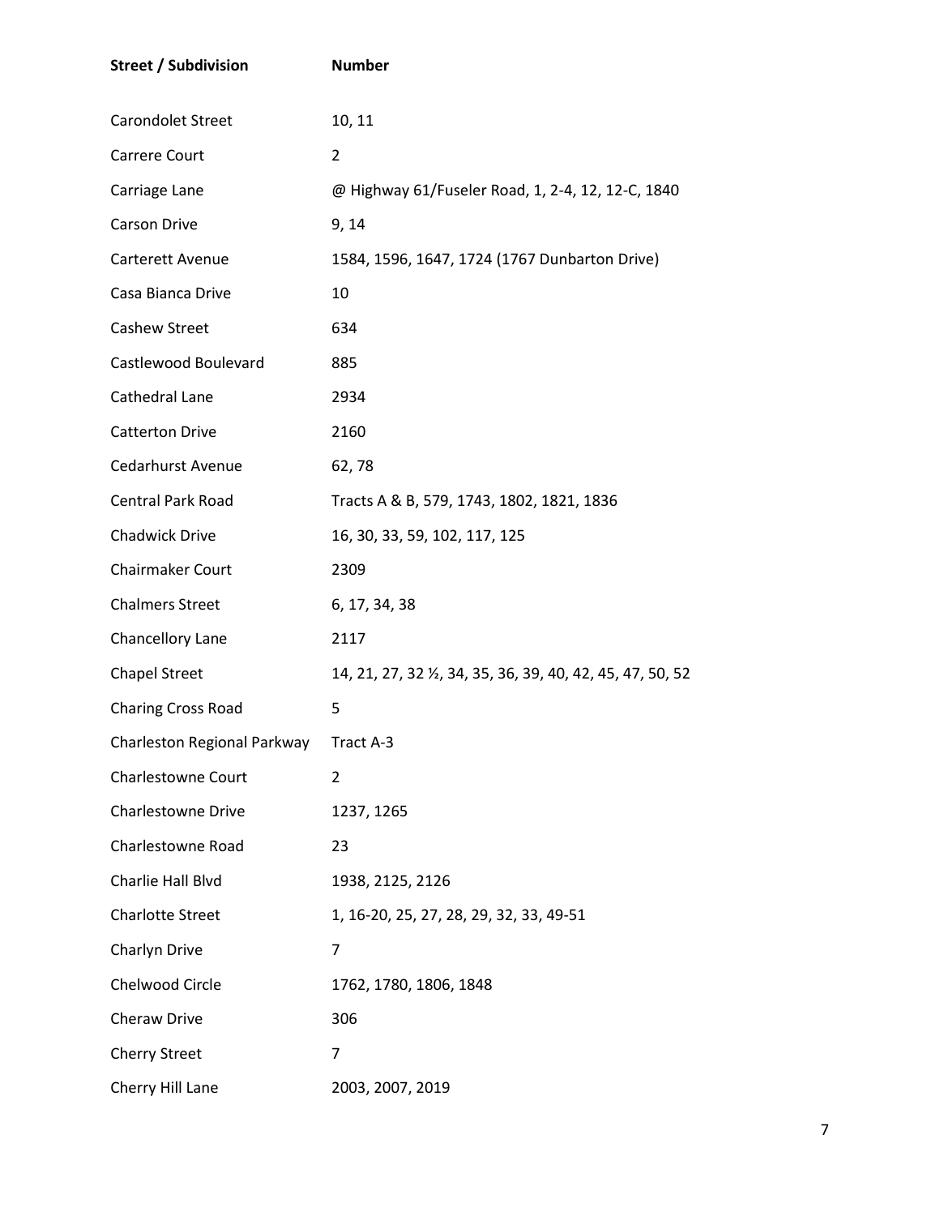| Street / Subdivision | Number |
|---|---|
| Carondolet Street | 10, 11 |
| Carrere Court | 2 |
| Carriage Lane | @ Highway 61/Fuseler Road, 1, 2-4, 12, 12-C, 1840 |
| Carson Drive | 9, 14 |
| Carterett Avenue | 1584, 1596, 1647, 1724 (1767 Dunbarton Drive) |
| Casa Bianca Drive | 10 |
| Cashew Street | 634 |
| Castlewood Boulevard | 885 |
| Cathedral Lane | 2934 |
| Catterton Drive | 2160 |
| Cedarhurst Avenue | 62, 78 |
| Central Park Road | Tracts A & B, 579, 1743, 1802, 1821, 1836 |
| Chadwick Drive | 16, 30, 33, 59, 102, 117, 125 |
| Chairmaker Court | 2309 |
| Chalmers Street | 6, 17, 34, 38 |
| Chancellory Lane | 2117 |
| Chapel Street | 14, 21, 27, 32 ½, 34, 35, 36, 39, 40, 42, 45, 47, 50, 52 |
| Charing Cross Road | 5 |
| Charleston Regional Parkway | Tract A-3 |
| Charlestowne Court | 2 |
| Charlestowne Drive | 1237, 1265 |
| Charlestowne Road | 23 |
| Charlie Hall Blvd | 1938, 2125, 2126 |
| Charlotte Street | 1, 16-20, 25, 27, 28, 29, 32, 33, 49-51 |
| Charlyn Drive | 7 |
| Chelwood Circle | 1762, 1780, 1806, 1848 |
| Cheraw Drive | 306 |
| Cherry Street | 7 |
| Cherry Hill Lane | 2003, 2007, 2019 |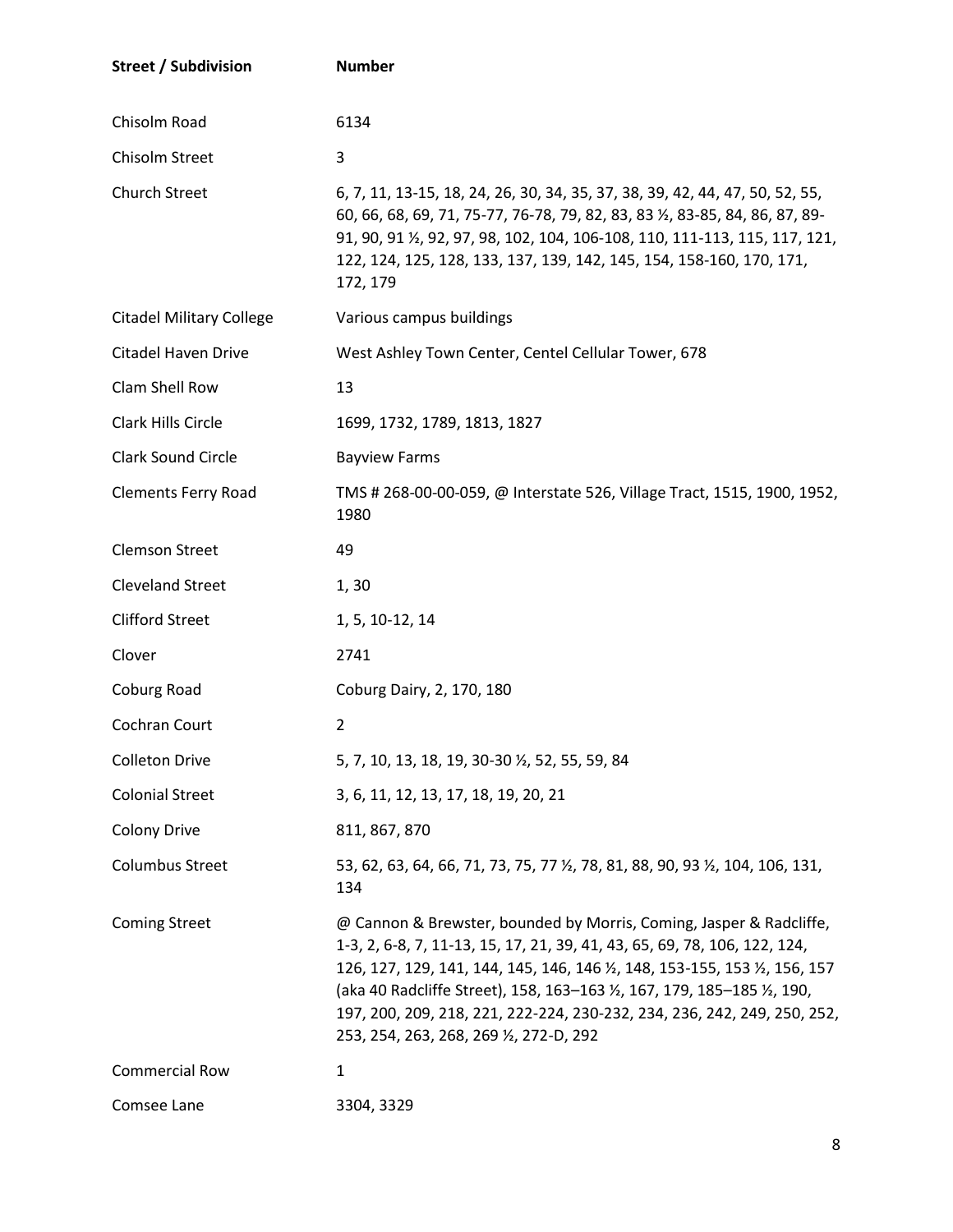| Street / Subdivision | Number |
|---|---|
| Chisolm Road | 6134 |
| Chisolm Street | 3 |
| Church Street | 6, 7, 11, 13-15, 18, 24, 26, 30, 34, 35, 37, 38, 39, 42, 44, 47, 50, 52, 55, 60, 66, 68, 69, 71, 75-77, 76-78, 79, 82, 83, 83 ½, 83-85, 84, 86, 87, 89-91, 90, 91 ½, 92, 97, 98, 102, 104, 106-108, 110, 111-113, 115, 117, 121, 122, 124, 125, 128, 133, 137, 139, 142, 145, 154, 158-160, 170, 171, 172, 179 |
| Citadel Military College | Various campus buildings |
| Citadel Haven Drive | West Ashley Town Center, Centel Cellular Tower, 678 |
| Clam Shell Row | 13 |
| Clark Hills Circle | 1699, 1732, 1789, 1813, 1827 |
| Clark Sound Circle | Bayview Farms |
| Clements Ferry Road | TMS # 268-00-00-059, @ Interstate 526, Village Tract, 1515, 1900, 1952, 1980 |
| Clemson Street | 49 |
| Cleveland Street | 1, 30 |
| Clifford Street | 1, 5, 10-12, 14 |
| Clover | 2741 |
| Coburg Road | Coburg Dairy, 2, 170, 180 |
| Cochran Court | 2 |
| Colleton Drive | 5, 7, 10, 13, 18, 19, 30-30 ½, 52, 55, 59, 84 |
| Colonial Street | 3, 6, 11, 12, 13, 17, 18, 19, 20, 21 |
| Colony Drive | 811, 867, 870 |
| Columbus Street | 53, 62, 63, 64, 66, 71, 73, 75, 77 ½, 78, 81, 88, 90, 93 ½, 104, 106, 131, 134 |
| Coming Street | @ Cannon & Brewster, bounded by Morris, Coming, Jasper & Radcliffe, 1-3, 2, 6-8, 7, 11-13, 15, 17, 21, 39, 41, 43, 65, 69, 78, 106, 122, 124, 126, 127, 129, 141, 144, 145, 146, 146 ½, 148, 153-155, 153 ½, 156, 157 (aka 40 Radcliffe Street), 158, 163–163 ½, 167, 179, 185–185 ½, 190, 197, 200, 209, 218, 221, 222-224, 230-232, 234, 236, 242, 249, 250, 252, 253, 254, 263, 268, 269 ½, 272-D, 292 |
| Commercial Row | 1 |
| Comsee Lane | 3304, 3329 |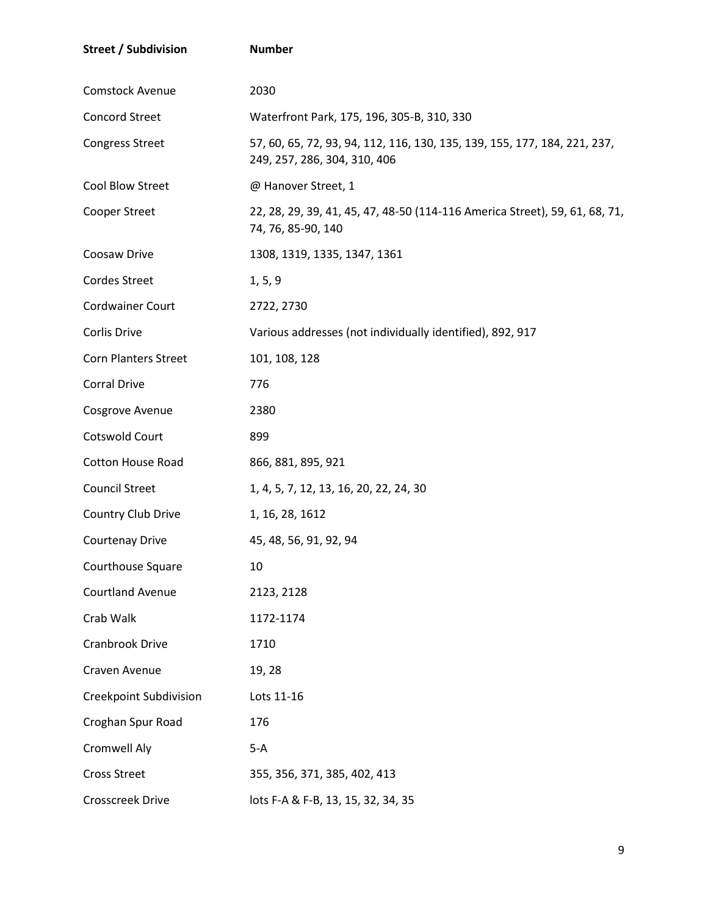| Street / Subdivision | Number |
| --- | --- |
| Comstock Avenue | 2030 |
| Concord Street | Waterfront Park, 175, 196, 305-B, 310, 330 |
| Congress Street | 57, 60, 65, 72, 93, 94, 112, 116, 130, 135, 139, 155, 177, 184, 221, 237, 249, 257, 286, 304, 310, 406 |
| Cool Blow Street | @ Hanover Street, 1 |
| Cooper Street | 22, 28, 29, 39, 41, 45, 47, 48-50 (114-116 America Street), 59, 61, 68, 71, 74, 76, 85-90, 140 |
| Coosaw Drive | 1308, 1319, 1335, 1347, 1361 |
| Cordes Street | 1, 5, 9 |
| Cordwainer Court | 2722, 2730 |
| Corlis Drive | Various addresses (not individually identified), 892, 917 |
| Corn Planters Street | 101, 108, 128 |
| Corral Drive | 776 |
| Cosgrove Avenue | 2380 |
| Cotswold Court | 899 |
| Cotton House Road | 866, 881, 895, 921 |
| Council Street | 1, 4, 5, 7, 12, 13, 16, 20, 22, 24, 30 |
| Country Club Drive | 1, 16, 28, 1612 |
| Courtenay Drive | 45, 48, 56, 91, 92, 94 |
| Courthouse Square | 10 |
| Courtland Avenue | 2123, 2128 |
| Crab Walk | 1172-1174 |
| Cranbrook Drive | 1710 |
| Craven Avenue | 19, 28 |
| Creekpoint Subdivision | Lots 11-16 |
| Croghan Spur Road | 176 |
| Cromwell Aly | 5-A |
| Cross Street | 355, 356, 371, 385, 402, 413 |
| Crosscreek Drive | lots F-A & F-B, 13, 15, 32, 34, 35 |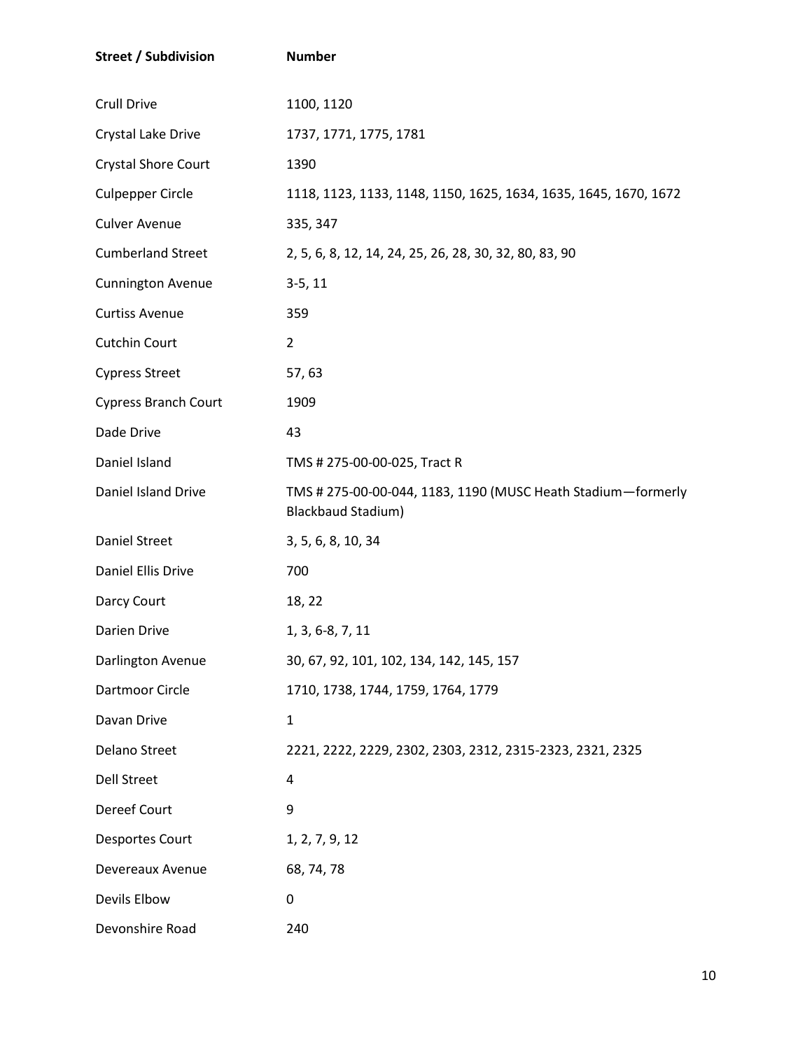| Street / Subdivision | Number |
|---|---|
| Crull Drive | 1100, 1120 |
| Crystal Lake Drive | 1737, 1771, 1775, 1781 |
| Crystal Shore Court | 1390 |
| Culpepper Circle | 1118, 1123, 1133, 1148, 1150, 1625, 1634, 1635, 1645, 1670, 1672 |
| Culver Avenue | 335, 347 |
| Cumberland Street | 2, 5, 6, 8, 12, 14, 24, 25, 26, 28, 30, 32, 80, 83, 90 |
| Cunnington Avenue | 3-5, 11 |
| Curtiss Avenue | 359 |
| Cutchin Court | 2 |
| Cypress Street | 57, 63 |
| Cypress Branch Court | 1909 |
| Dade Drive | 43 |
| Daniel Island | TMS # 275-00-00-025, Tract R |
| Daniel Island Drive | TMS # 275-00-00-044, 1183, 1190 (MUSC Heath Stadium—formerly Blackbaud Stadium) |
| Daniel Street | 3, 5, 6, 8, 10, 34 |
| Daniel Ellis Drive | 700 |
| Darcy Court | 18, 22 |
| Darien Drive | 1, 3, 6-8, 7, 11 |
| Darlington Avenue | 30, 67, 92, 101, 102, 134, 142, 145, 157 |
| Dartmoor Circle | 1710, 1738, 1744, 1759, 1764, 1779 |
| Davan Drive | 1 |
| Delano Street | 2221, 2222, 2229, 2302, 2303, 2312, 2315-2323, 2321, 2325 |
| Dell Street | 4 |
| Dereef Court | 9 |
| Desportes Court | 1, 2, 7, 9, 12 |
| Devereaux Avenue | 68, 74, 78 |
| Devils Elbow | 0 |
| Devonshire Road | 240 |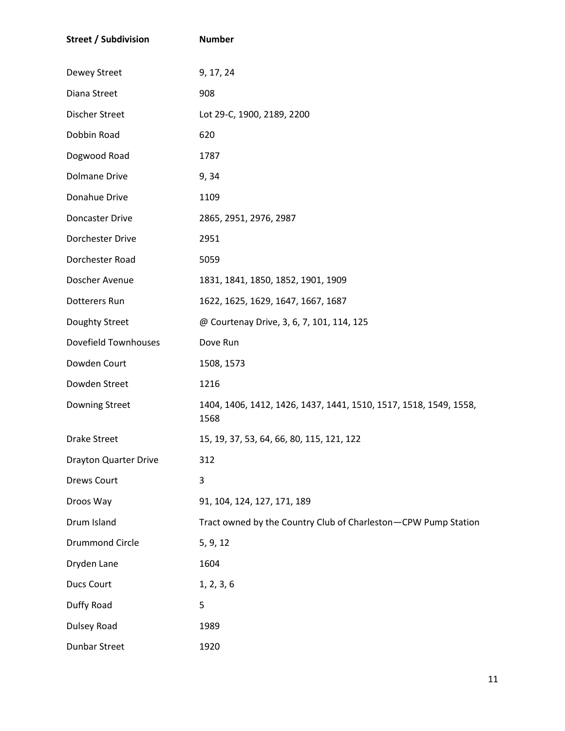| Street / Subdivision | Number |
|---|---|
| Dewey Street | 9, 17, 24 |
| Diana Street | 908 |
| Discher Street | Lot 29-C, 1900, 2189, 2200 |
| Dobbin Road | 620 |
| Dogwood Road | 1787 |
| Dolmane Drive | 9, 34 |
| Donahue Drive | 1109 |
| Doncaster Drive | 2865, 2951, 2976, 2987 |
| Dorchester Drive | 2951 |
| Dorchester Road | 5059 |
| Doscher Avenue | 1831, 1841, 1850, 1852, 1901, 1909 |
| Dotterers Run | 1622, 1625, 1629, 1647, 1667, 1687 |
| Doughty Street | @ Courtenay Drive, 3, 6, 7, 101, 114, 125 |
| Dovefield Townhouses | Dove Run |
| Dowden Court | 1508, 1573 |
| Dowden Street | 1216 |
| Downing Street | 1404, 1406, 1412, 1426, 1437, 1441, 1510, 1517, 1518, 1549, 1558, 1568 |
| Drake Street | 15, 19, 37, 53, 64, 66, 80, 115, 121, 122 |
| Drayton Quarter Drive | 312 |
| Drews Court | 3 |
| Droos Way | 91, 104, 124, 127, 171, 189 |
| Drum Island | Tract owned by the Country Club of Charleston—CPW Pump Station |
| Drummond Circle | 5, 9, 12 |
| Dryden Lane | 1604 |
| Ducs Court | 1, 2, 3, 6 |
| Duffy Road | 5 |
| Dulsey Road | 1989 |
| Dunbar Street | 1920 |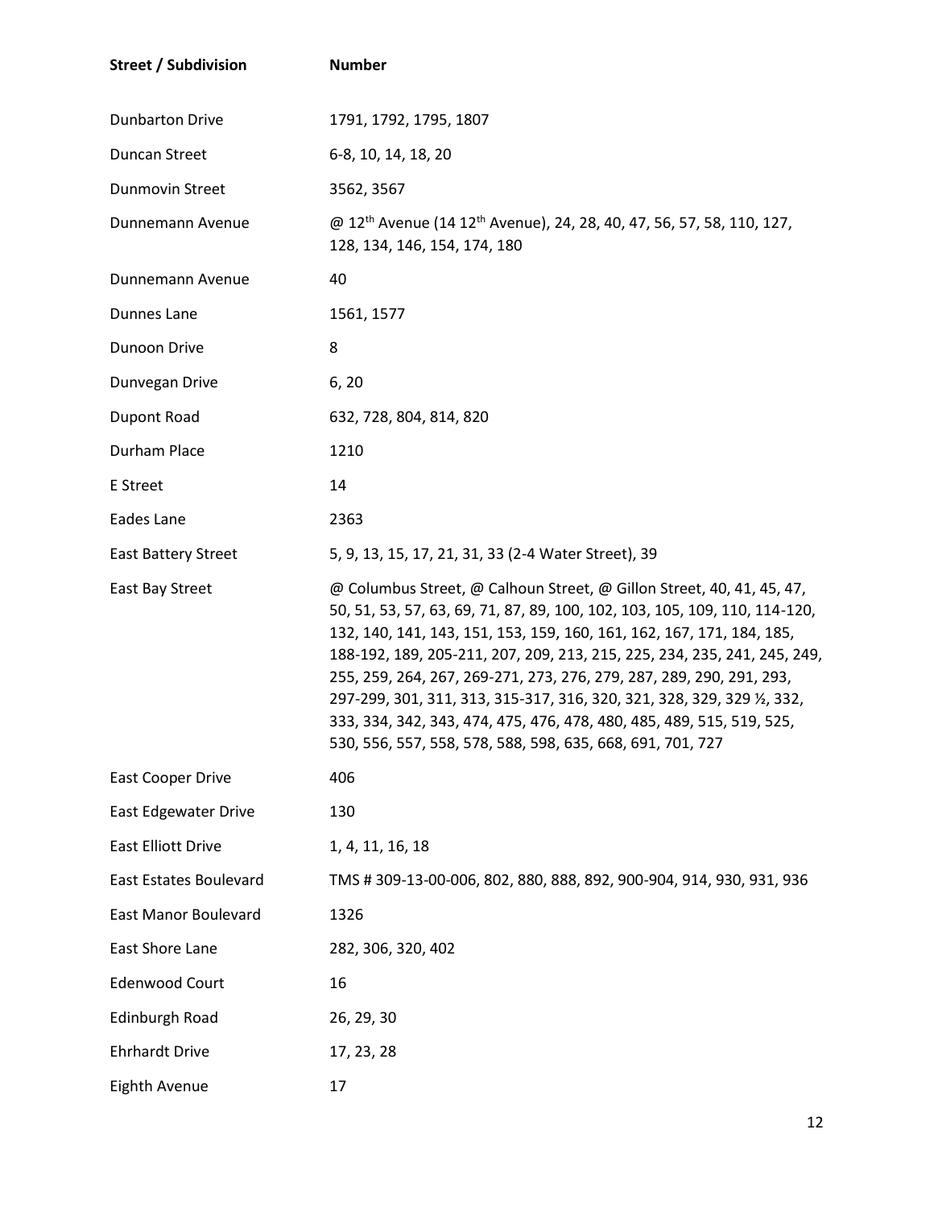| Street / Subdivision | Number |
|---|---|
| Dunbarton Drive | 1791, 1792, 1795, 1807 |
| Duncan Street | 6-8, 10, 14, 18, 20 |
| Dunmovin Street | 3562, 3567 |
| Dunnemann Avenue | @ 12th Avenue (14 12th Avenue), 24, 28, 40, 47, 56, 57, 58, 110, 127, 128, 134, 146, 154, 174, 180 |
| Dunnemann Avenue | 40 |
| Dunnes Lane | 1561, 1577 |
| Dunoon Drive | 8 |
| Dunvegan Drive | 6, 20 |
| Dupont Road | 632, 728, 804, 814, 820 |
| Durham Place | 1210 |
| E Street | 14 |
| Eades Lane | 2363 |
| East Battery Street | 5, 9, 13, 15, 17, 21, 31, 33 (2-4 Water Street), 39 |
| East Bay Street | @ Columbus Street, @ Calhoun Street, @ Gillon Street, 40, 41, 45, 47, 50, 51, 53, 57, 63, 69, 71, 87, 89, 100, 102, 103, 105, 109, 110, 114-120, 132, 140, 141, 143, 151, 153, 159, 160, 161, 162, 167, 171, 184, 185, 188-192, 189, 205-211, 207, 209, 213, 215, 225, 234, 235, 241, 245, 249, 255, 259, 264, 267, 269-271, 273, 276, 279, 287, 289, 290, 291, 293, 297-299, 301, 311, 313, 315-317, 316, 320, 321, 328, 329, 329 ½, 332, 333, 334, 342, 343, 474, 475, 476, 478, 480, 485, 489, 515, 519, 525, 530, 556, 557, 558, 578, 588, 598, 635, 668, 691, 701, 727 |
| East Cooper Drive | 406 |
| East Edgewater Drive | 130 |
| East Elliott Drive | 1, 4, 11, 16, 18 |
| East Estates Boulevard | TMS # 309-13-00-006, 802, 880, 888, 892, 900-904, 914, 930, 931, 936 |
| East Manor Boulevard | 1326 |
| East Shore Lane | 282, 306, 320, 402 |
| Edenwood Court | 16 |
| Edinburgh Road | 26, 29, 30 |
| Ehrhardt Drive | 17, 23, 28 |
| Eighth Avenue | 17 |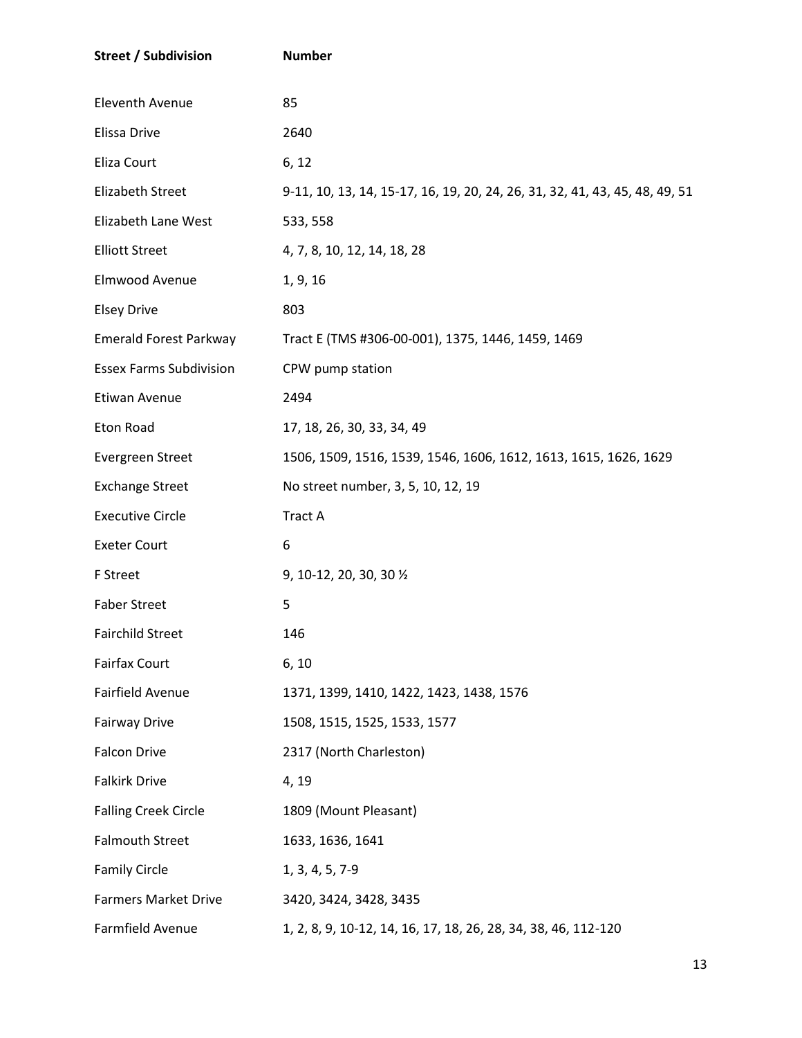| Street / Subdivision | Number |
| --- | --- |
| Eleventh Avenue | 85 |
| Elissa Drive | 2640 |
| Eliza Court | 6, 12 |
| Elizabeth Street | 9-11, 10, 13, 14, 15-17, 16, 19, 20, 24, 26, 31, 32, 41, 43, 45, 48, 49, 51 |
| Elizabeth Lane West | 533, 558 |
| Elliott Street | 4, 7, 8, 10, 12, 14, 18, 28 |
| Elmwood Avenue | 1, 9, 16 |
| Elsey Drive | 803 |
| Emerald Forest Parkway | Tract E (TMS #306-00-001), 1375, 1446, 1459, 1469 |
| Essex Farms Subdivision | CPW pump station |
| Etiwan Avenue | 2494 |
| Eton Road | 17, 18, 26, 30, 33, 34, 49 |
| Evergreen Street | 1506, 1509, 1516, 1539, 1546, 1606, 1612, 1613, 1615, 1626, 1629 |
| Exchange Street | No street number, 3, 5, 10, 12, 19 |
| Executive Circle | Tract A |
| Exeter Court | 6 |
| F Street | 9, 10-12, 20, 30, 30 ½ |
| Faber Street | 5 |
| Fairchild Street | 146 |
| Fairfax Court | 6, 10 |
| Fairfield Avenue | 1371, 1399, 1410, 1422, 1423, 1438, 1576 |
| Fairway Drive | 1508, 1515, 1525, 1533, 1577 |
| Falcon Drive | 2317 (North Charleston) |
| Falkirk Drive | 4, 19 |
| Falling Creek Circle | 1809 (Mount Pleasant) |
| Falmouth Street | 1633, 1636, 1641 |
| Family Circle | 1, 3, 4, 5, 7-9 |
| Farmers Market Drive | 3420, 3424, 3428, 3435 |
| Farmfield Avenue | 1, 2, 8, 9, 10-12, 14, 16, 17, 18, 26, 28, 34, 38, 46, 112-120 |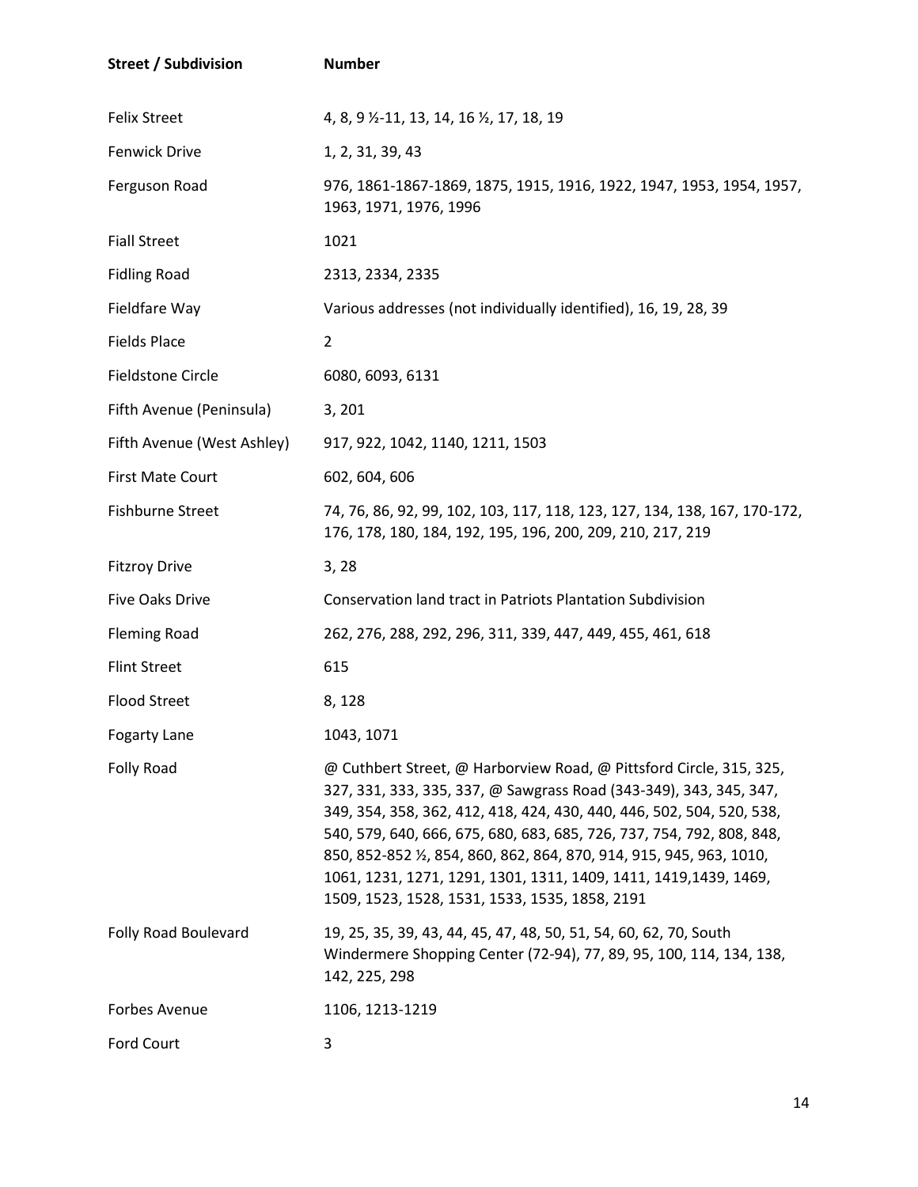| Street / Subdivision | Number |
| --- | --- |
| Felix Street | 4, 8, 9 ½-11, 13, 14, 16 ½, 17, 18, 19 |
| Fenwick Drive | 1, 2, 31, 39, 43 |
| Ferguson Road | 976, 1861-1867-1869, 1875, 1915, 1916, 1922, 1947, 1953, 1954, 1957, 1963, 1971, 1976, 1996 |
| Fiall Street | 1021 |
| Fidling Road | 2313, 2334, 2335 |
| Fieldfare Way | Various addresses (not individually identified), 16, 19, 28, 39 |
| Fields Place | 2 |
| Fieldstone Circle | 6080, 6093, 6131 |
| Fifth Avenue (Peninsula) | 3, 201 |
| Fifth Avenue (West Ashley) | 917, 922, 1042, 1140, 1211, 1503 |
| First Mate Court | 602, 604, 606 |
| Fishburne Street | 74, 76, 86, 92, 99, 102, 103, 117, 118, 123, 127, 134, 138, 167, 170-172, 176, 178, 180, 184, 192, 195, 196, 200, 209, 210, 217, 219 |
| Fitzroy Drive | 3, 28 |
| Five Oaks Drive | Conservation land tract in Patriots Plantation Subdivision |
| Fleming Road | 262, 276, 288, 292, 296, 311, 339, 447, 449, 455, 461, 618 |
| Flint Street | 615 |
| Flood Street | 8, 128 |
| Fogarty Lane | 1043, 1071 |
| Folly Road | @ Cuthbert Street, @ Harborview Road, @ Pittsford Circle, 315, 325, 327, 331, 333, 335, 337, @ Sawgrass Road (343-349), 343, 345, 347, 349, 354, 358, 362, 412, 418, 424, 430, 440, 446, 502, 504, 520, 538, 540, 579, 640, 666, 675, 680, 683, 685, 726, 737, 754, 792, 808, 848, 850, 852-852 ½, 854, 860, 862, 864, 870, 914, 915, 945, 963, 1010, 1061, 1231, 1271, 1291, 1301, 1311, 1409, 1411, 1419,1439, 1469, 1509, 1523, 1528, 1531, 1533, 1535, 1858, 2191 |
| Folly Road Boulevard | 19, 25, 35, 39, 43, 44, 45, 47, 48, 50, 51, 54, 60, 62, 70, South Windermere Shopping Center (72-94), 77, 89, 95, 100, 114, 134, 138, 142, 225, 298 |
| Forbes Avenue | 1106, 1213-1219 |
| Ford Court | 3 |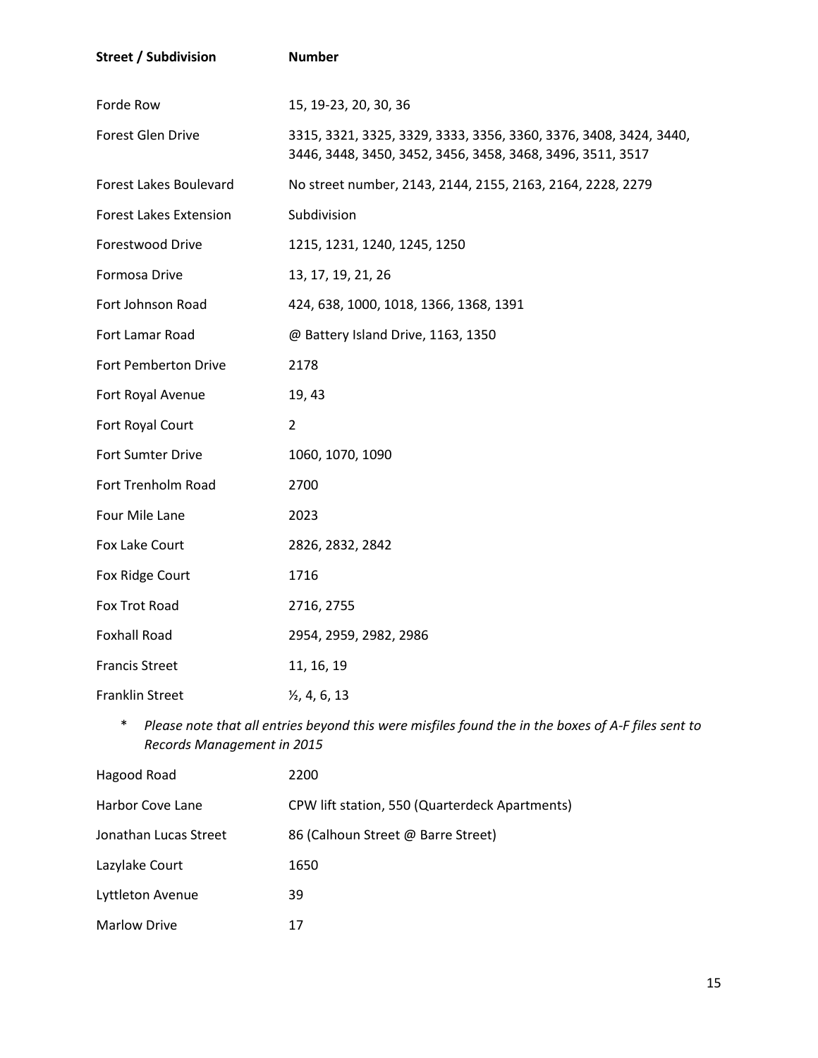| **Street / Subdivision** | **Number** |
|---|---|
| Forde Row | 15, 19-23, 20, 30, 36 |
| Forest Glen Drive | 3315, 3321, 3325, 3329, 3333, 3356, 3360, 3376, 3408, 3424, 3440, 3446, 3448, 3450, 3452, 3456, 3458, 3468, 3496, 3511, 3517 |
| Forest Lakes Boulevard | No street number, 2143, 2144, 2155, 2163, 2164, 2228, 2279 |
| Forest Lakes Extension | Subdivision |
| Forestwood Drive | 1215, 1231, 1240, 1245, 1250 |
| Formosa Drive | 13, 17, 19, 21, 26 |
| Fort Johnson Road | 424, 638, 1000, 1018, 1366, 1368, 1391 |
| Fort Lamar Road | @ Battery Island Drive, 1163, 1350 |
| Fort Pemberton Drive | 2178 |
| Fort Royal Avenue | 19, 43 |
| Fort Royal Court | 2 |
| Fort Sumter Drive | 1060, 1070, 1090 |
| Fort Trenholm Road | 2700 |
| Four Mile Lane | 2023 |
| Fox Lake Court | 2826, 2832, 2842 |
| Fox Ridge Court | 1716 |
| Fox Trot Road | 2716, 2755 |
| Foxhall Road | 2954, 2959, 2982, 2986 |
| Francis Street | 11, 16, 19 |
| Franklin Street | ½, 4, 6, 13 |

\* *Please note that all entries beyond this were misfiles found the in the boxes of A-F files sent to Records Management in 2015*

| | |
|---|---|
| Hagood Road | 2200 |
| Harbor Cove Lane | CPW lift station, 550 (Quarterdeck Apartments) |
| Jonathan Lucas Street | 86 (Calhoun Street @ Barre Street) |
| Lazylake Court | 1650 |
| Lyttleton Avenue | 39 |
| Marlow Drive | 17 |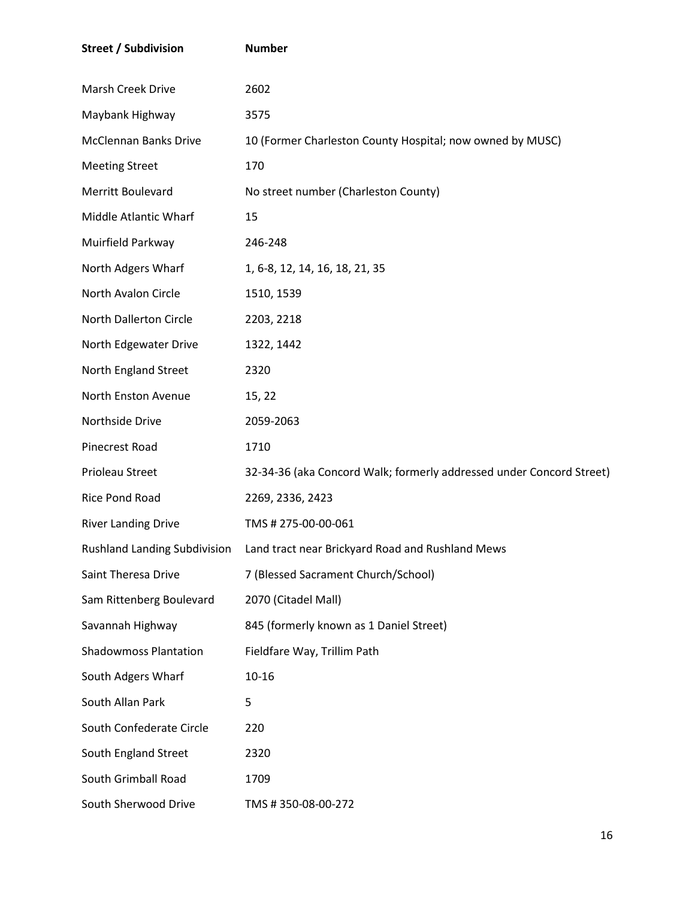| Street / Subdivision | Number |
|---|---|
| Marsh Creek Drive | 2602 |
| Maybank Highway | 3575 |
| McClennan Banks Drive | 10 (Former Charleston County Hospital; now owned by MUSC) |
| Meeting Street | 170 |
| Merritt Boulevard | No street number (Charleston County) |
| Middle Atlantic Wharf | 15 |
| Muirfield Parkway | 246-248 |
| North Adgers Wharf | 1, 6-8, 12, 14, 16, 18, 21, 35 |
| North Avalon Circle | 1510, 1539 |
| North Dallerton Circle | 2203, 2218 |
| North Edgewater Drive | 1322, 1442 |
| North England Street | 2320 |
| North Enston Avenue | 15, 22 |
| Northside Drive | 2059-2063 |
| Pinecrest Road | 1710 |
| Prioleau Street | 32-34-36 (aka Concord Walk; formerly addressed under Concord Street) |
| Rice Pond Road | 2269, 2336, 2423 |
| River Landing Drive | TMS # 275-00-00-061 |
| Rushland Landing Subdivision | Land tract near Brickyard Road and Rushland Mews |
| Saint Theresa Drive | 7 (Blessed Sacrament Church/School) |
| Sam Rittenberg Boulevard | 2070 (Citadel Mall) |
| Savannah Highway | 845 (formerly known as 1 Daniel Street) |
| Shadowmoss Plantation | Fieldfare Way, Trillim Path |
| South Adgers Wharf | 10-16 |
| South Allan Park | 5 |
| South Confederate Circle | 220 |
| South England Street | 2320 |
| South Grimball Road | 1709 |
| South Sherwood Drive | TMS # 350-08-00-272 |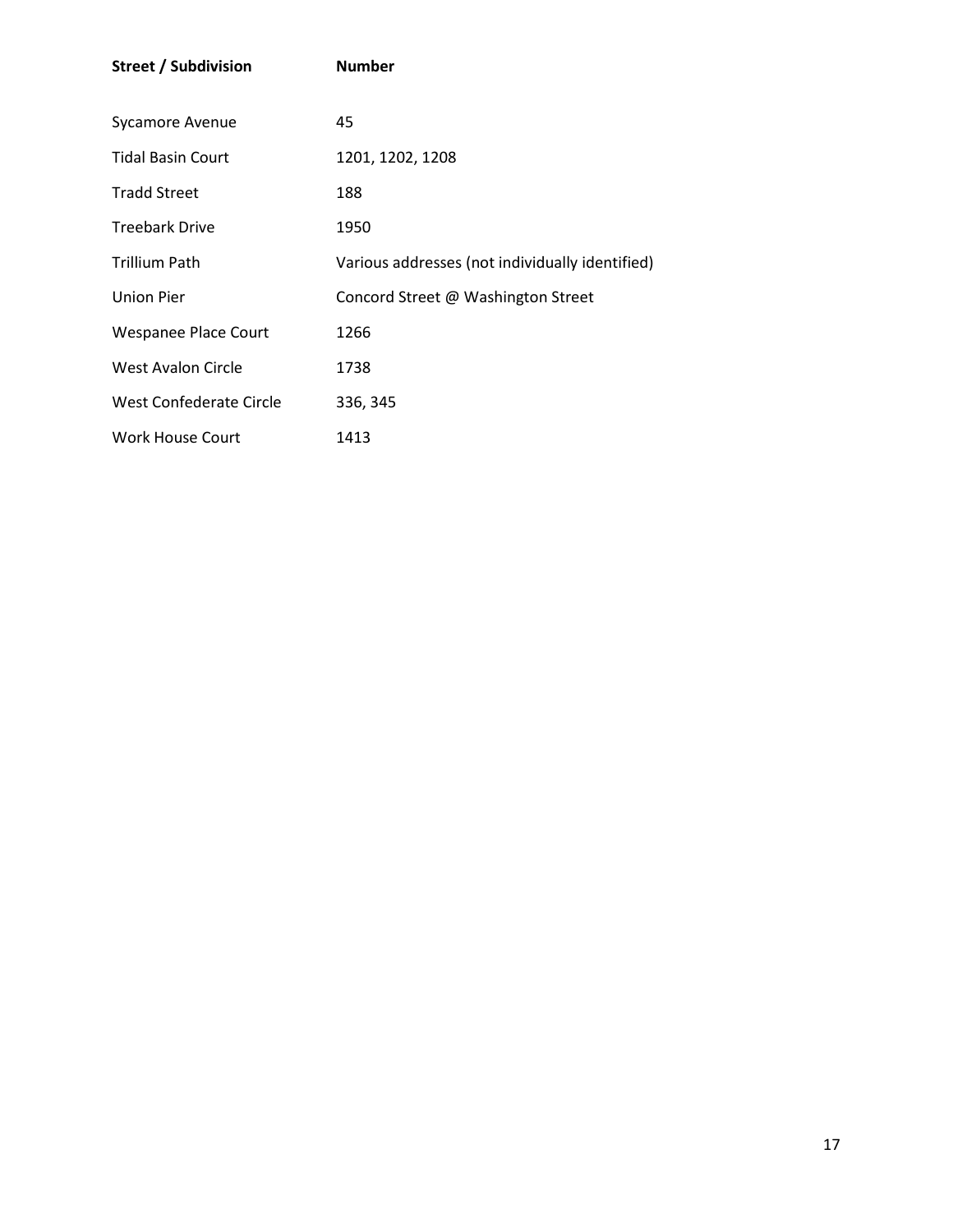| Street / Subdivision | Number |
| --- | --- |
| Sycamore Avenue | 45 |
| Tidal Basin Court | 1201, 1202, 1208 |
| Tradd Street | 188 |
| Treebark Drive | 1950 |
| Trillium Path | Various addresses (not individually identified) |
| Union Pier | Concord Street @ Washington Street |
| Wespanee Place Court | 1266 |
| West Avalon Circle | 1738 |
| West Confederate Circle | 336, 345 |
| Work House Court | 1413 |